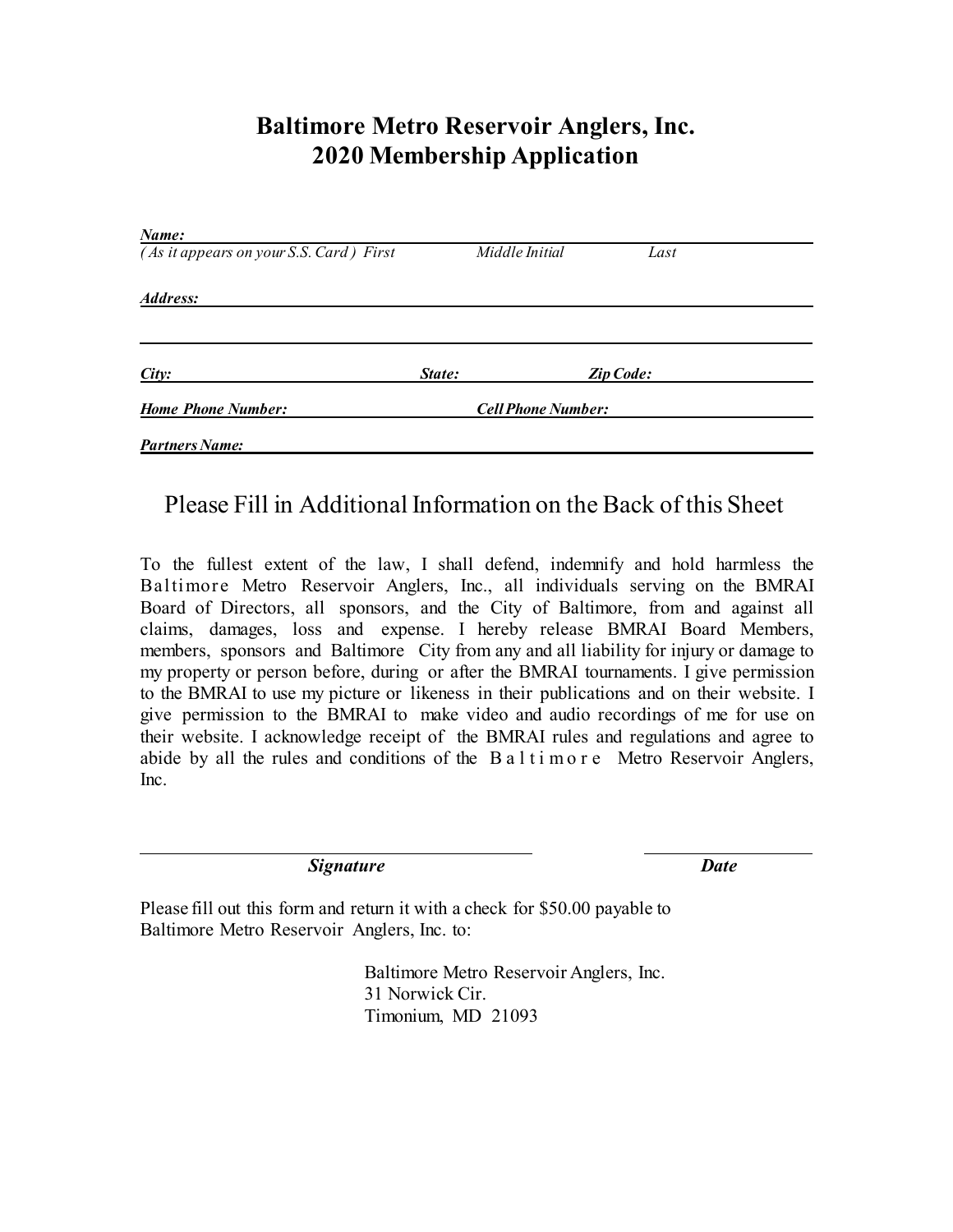# Baltimore Metro Reservoir Anglers, Inc.
# 2020 Membership Application

***Name:*** ______________________________________________
*( As it appears on your S.S. Card ) First* *Middle Initial* *Last*

***Address:*** ______________________________________________

______________________________________________

***City:*** ____________ ***State:*** ____________ ***Zip Code:*** ____________

***Home Phone Number:*** ____________ ***Cell Phone Number:*** ____________

***Partners Name:*** ______________________________________________

## Please Fill in Additional Information on the Back of this Sheet

To the fullest extent of the law, I shall defend, indemnify and hold harmless the Baltimore Metro Reservoir Anglers, Inc., all individuals serving on the BMRAI Board of Directors, all sponsors, and the City of Baltimore, from and against all claims, damages, loss and expense. I hereby release BMRAI Board Members, members, sponsors and Baltimore City from any and all liability for injury or damage to my property or person before, during or after the BMRAI tournaments. I give permission to the BMRAI to use my picture or likeness in their publications and on their website. I give permission to the BMRAI to make video and audio recordings of me for use on their website. I acknowledge receipt of the BMRAI rules and regulations and agree to abide by all the rules and conditions of the Baltimore Metro Reservoir Anglers, Inc.

______________________________ ______________
***Signature*** ***Date***

Please fill out this form and return it with a check for $50.00 payable to Baltimore Metro Reservoir Anglers, Inc. to:

Baltimore Metro Reservoir Anglers, Inc.
31 Norwick Cir.
Timonium, MD 21093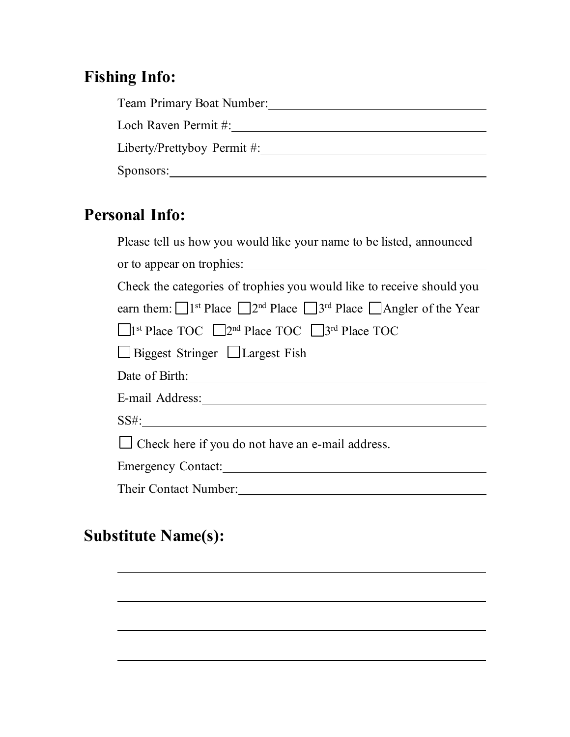## Fishing Info:

Team Primary Boat Number: ______________________________

Loch Raven Permit #: ______________________________

Liberty/Prettyboy Permit #: ______________________________

Sponsors: ______________________________

## Personal Info:

Please tell us how you would like your name to be listed, announced or to appear on trophies: ______________________________

Check the categories of trophies you would like to receive should you earn them: ☐ 1st Place ☐ 2nd Place ☐ 3rd Place ☐ Angler of the Year

☐ 1st Place TOC ☐ 2nd Place TOC ☐ 3rd Place TOC

☐ Biggest Stringer ☐ Largest Fish

Date of Birth: ______________________________

E-mail Address: ______________________________

SS#: ______________________________

☐ Check here if you do not have an e-mail address.

Emergency Contact: ______________________________

Their Contact Number: ______________________________

## Substitute Name(s):

______________________________

______________________________

______________________________

______________________________